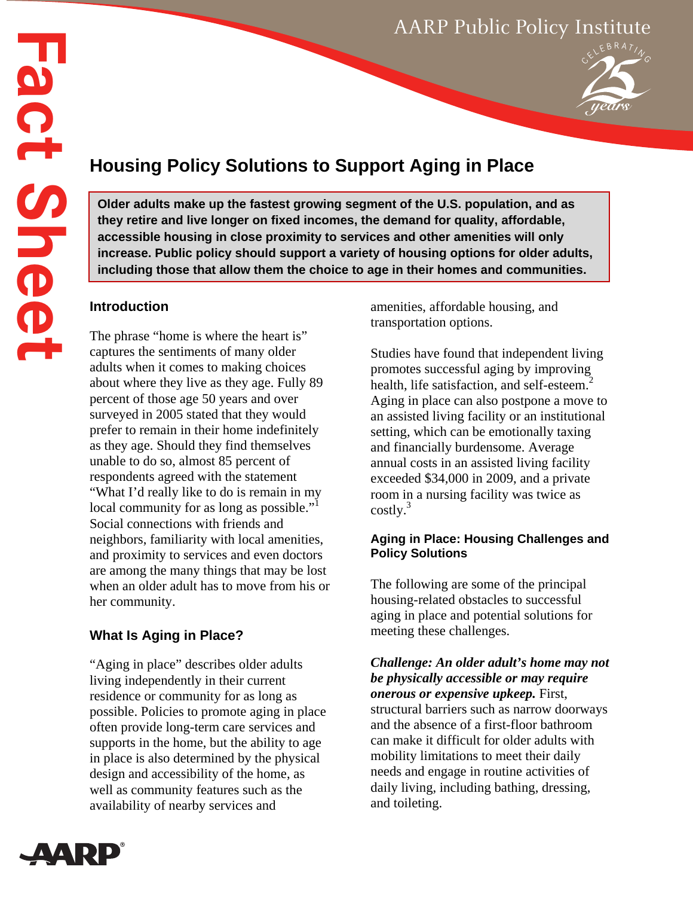# Housing Policy Solutions to Support Aging in Place

**Older adults make up the fastest growing segment of the U.S. population, and as they retire and live longer on fixed incomes, the demand for quality, affordable, accessible housing in close proximity to services and other amenities will only increase. Public policy should support a variety of housing options for older adults, including those that allow them the choice to age in their homes and communities.**

## Introduction

The phrase "home is where the heart is" captures the sentiments of many older adults when it comes to making choices about where they live as they age. Fully 89 percent of those age 50 years and over surveyed in 2005 stated that they would prefer to remain in their home indefinitely as they age. Should they find themselves unable to do so, almost 85 percent of respondents agreed with the statement "What I'd really like to do is remain in my local community for as long as possible."[1] Social connections with friends and neighbors, familiarity with local amenities, and proximity to services and even doctors are among the many things that may be lost when an older adult has to move from his or her community.

## What Is Aging in Place?

"Aging in place" describes older adults living independently in their current residence or community for as long as possible. Policies to promote aging in place often provide long-term care services and supports in the home, but the ability to age in place is also determined by the physical design and accessibility of the home, as well as community features such as the availability of nearby services and amenities, affordable housing, and transportation options.

Studies have found that independent living promotes successful aging by improving health, life satisfaction, and self-esteem.[2] Aging in place can also postpone a move to an assisted living facility or an institutional setting, which can be emotionally taxing and financially burdensome. Average annual costs in an assisted living facility exceeded $34,000 in 2009, and a private room in a nursing facility was twice as costly.[3]

## Aging in Place: Housing Challenges and Policy Solutions

The following are some of the principal housing-related obstacles to successful aging in place and potential solutions for meeting these challenges.

***Challenge: An older adult's home may not be physically accessible or may require onerous or expensive upkeep.*** First, structural barriers such as narrow doorways and the absence of a first-floor bathroom can make it difficult for older adults with mobility limitations to meet their daily needs and engage in routine activities of daily living, including bathing, dressing, and toileting.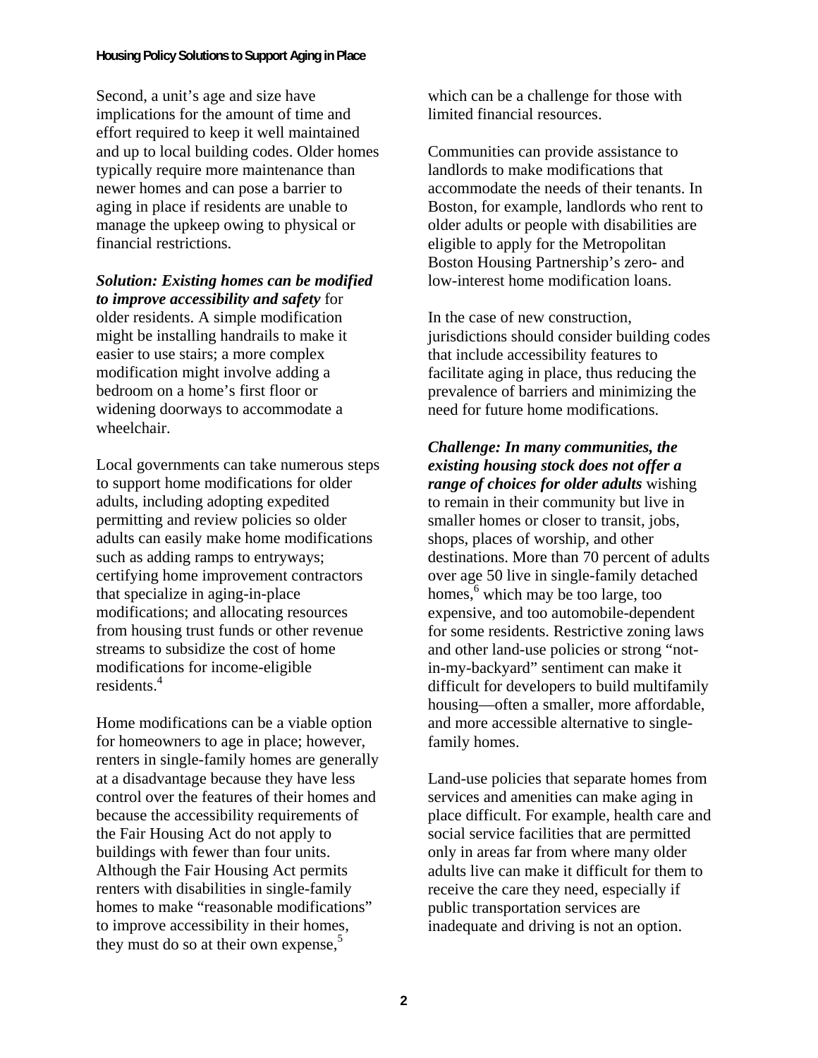Second, a unit's age and size have implications for the amount of time and effort required to keep it well maintained and up to local building codes. Older homes typically require more maintenance than newer homes and can pose a barrier to aging in place if residents are unable to manage the upkeep owing to physical or financial restrictions.

***Solution: Existing homes can be modified to improve accessibility and safety*** for older residents. A simple modification might be installing handrails to make it easier to use stairs; a more complex modification might involve adding a bedroom on a home's first floor or widening doorways to accommodate a wheelchair.

Local governments can take numerous steps to support home modifications for older adults, including adopting expedited permitting and review policies so older adults can easily make home modifications such as adding ramps to entryways; certifying home improvement contractors that specialize in aging-in-place modifications; and allocating resources from housing trust funds or other revenue streams to subsidize the cost of home modifications for income-eligible residents.[4]

Home modifications can be a viable option for homeowners to age in place; however, renters in single-family homes are generally at a disadvantage because they have less control over the features of their homes and because the accessibility requirements of the Fair Housing Act do not apply to buildings with fewer than four units. Although the Fair Housing Act permits renters with disabilities in single-family homes to make "reasonable modifications" to improve accessibility in their homes, they must do so at their own expense,[5] which can be a challenge for those with limited financial resources.

Communities can provide assistance to landlords to make modifications that accommodate the needs of their tenants. In Boston, for example, landlords who rent to older adults or people with disabilities are eligible to apply for the Metropolitan Boston Housing Partnership's zero- and low-interest home modification loans.

In the case of new construction, jurisdictions should consider building codes that include accessibility features to facilitate aging in place, thus reducing the prevalence of barriers and minimizing the need for future home modifications.

***Challenge: In many communities, the existing housing stock does not offer a range of choices for older adults*** wishing to remain in their community but live in smaller homes or closer to transit, jobs, shops, places of worship, and other destinations. More than 70 percent of adults over age 50 live in single-family detached homes,[6] which may be too large, too expensive, and too automobile-dependent for some residents. Restrictive zoning laws and other land-use policies or strong "not-in-my-backyard" sentiment can make it difficult for developers to build multifamily housing—often a smaller, more affordable, and more accessible alternative to single-family homes.

Land-use policies that separate homes from services and amenities can make aging in place difficult. For example, health care and social service facilities that are permitted only in areas far from where many older adults live can make it difficult for them to receive the care they need, especially if public transportation services are inadequate and driving is not an option.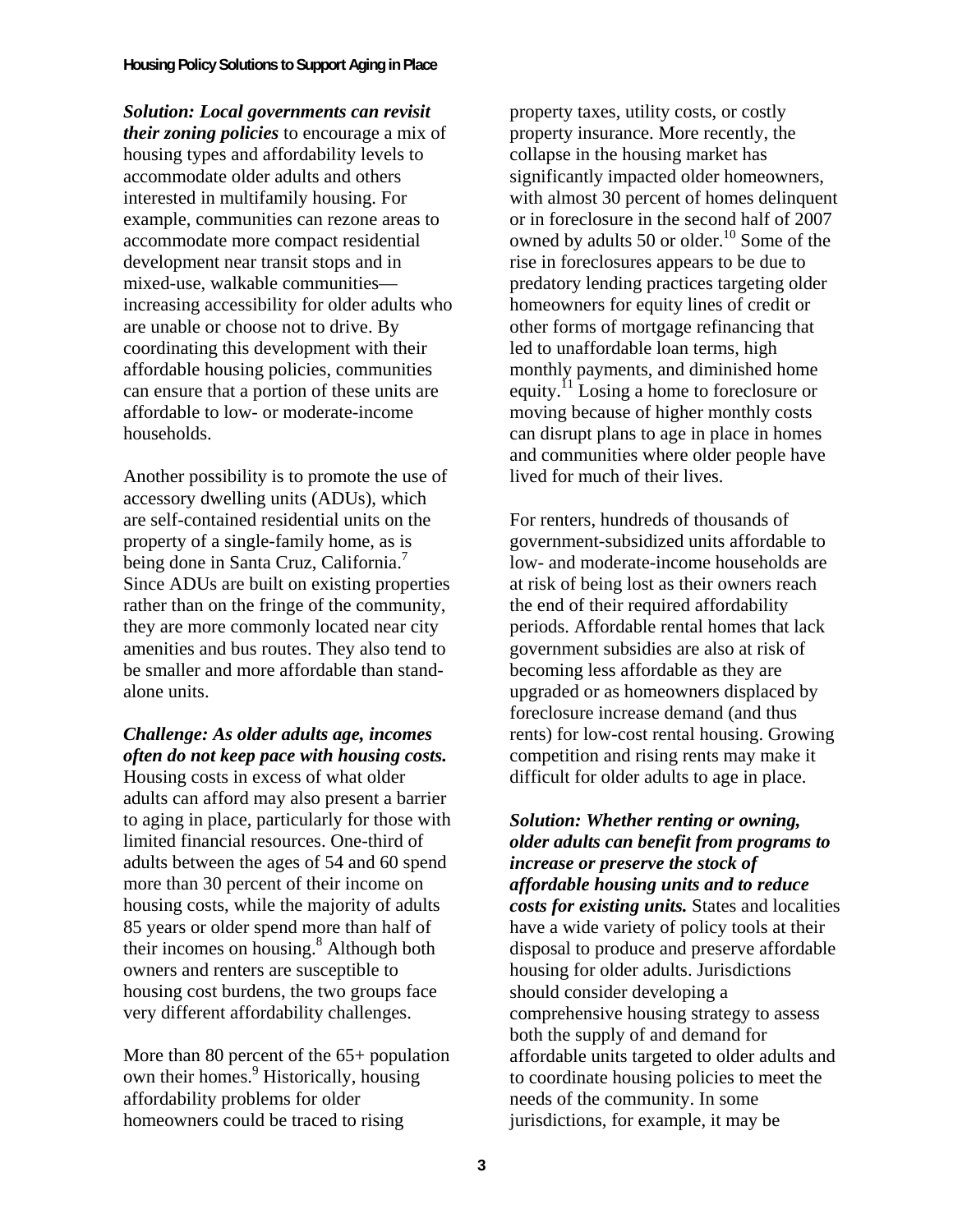***Solution: Local governments can revisit their zoning policies*** to encourage a mix of housing types and affordability levels to accommodate older adults and others interested in multifamily housing. For example, communities can rezone areas to accommodate more compact residential development near transit stops and in mixed-use, walkable communities—increasing accessibility for older adults who are unable or choose not to drive. By coordinating this development with their affordable housing policies, communities can ensure that a portion of these units are affordable to low- or moderate-income households.

Another possibility is to promote the use of accessory dwelling units (ADUs), which are self-contained residential units on the property of a single-family home, as is being done in Santa Cruz, California.[7] Since ADUs are built on existing properties rather than on the fringe of the community, they are more commonly located near city amenities and bus routes. They also tend to be smaller and more affordable than stand-alone units.

***Challenge: As older adults age, incomes often do not keep pace with housing costs.*** Housing costs in excess of what older adults can afford may also present a barrier to aging in place, particularly for those with limited financial resources. One-third of adults between the ages of 54 and 60 spend more than 30 percent of their income on housing costs, while the majority of adults 85 years or older spend more than half of their incomes on housing.[8] Although both owners and renters are susceptible to housing cost burdens, the two groups face very different affordability challenges.

More than 80 percent of the 65+ population own their homes.[9] Historically, housing affordability problems for older homeowners could be traced to rising property taxes, utility costs, or costly property insurance. More recently, the collapse in the housing market has significantly impacted older homeowners, with almost 30 percent of homes delinquent or in foreclosure in the second half of 2007 owned by adults 50 or older.[10] Some of the rise in foreclosures appears to be due to predatory lending practices targeting older homeowners for equity lines of credit or other forms of mortgage refinancing that led to unaffordable loan terms, high monthly payments, and diminished home equity.[11] Losing a home to foreclosure or moving because of higher monthly costs can disrupt plans to age in place in homes and communities where older people have lived for much of their lives.

For renters, hundreds of thousands of government-subsidized units affordable to low- and moderate-income households are at risk of being lost as their owners reach the end of their required affordability periods. Affordable rental homes that lack government subsidies are also at risk of becoming less affordable as they are upgraded or as homeowners displaced by foreclosure increase demand (and thus rents) for low-cost rental housing. Growing competition and rising rents may make it difficult for older adults to age in place.

***Solution: Whether renting or owning, older adults can benefit from programs to increase or preserve the stock of affordable housing units and to reduce costs for existing units.*** States and localities have a wide variety of policy tools at their disposal to produce and preserve affordable housing for older adults. Jurisdictions should consider developing a comprehensive housing strategy to assess both the supply of and demand for affordable units targeted to older adults and to coordinate housing policies to meet the needs of the community. In some jurisdictions, for example, it may be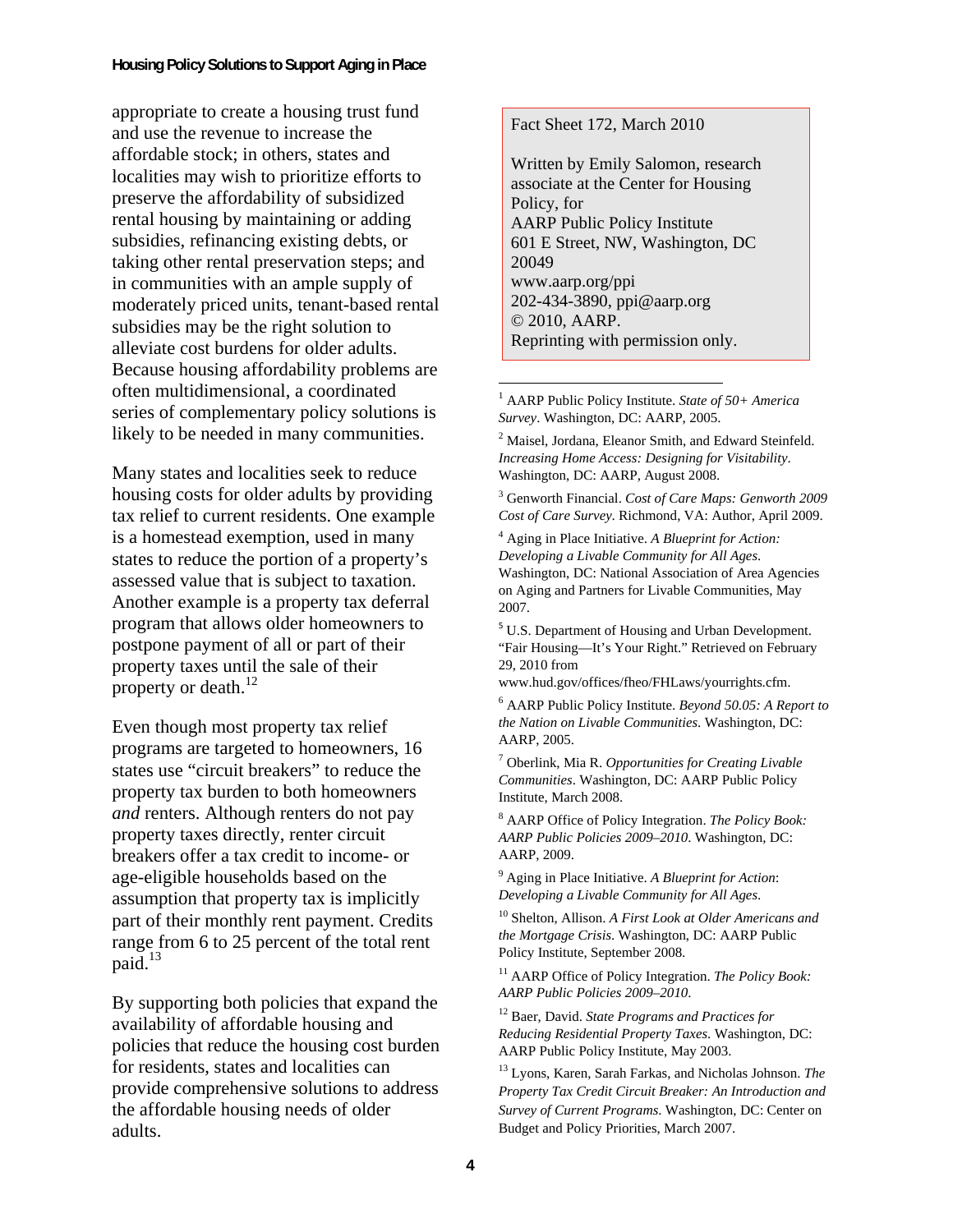appropriate to create a housing trust fund and use the revenue to increase the affordable stock; in others, states and localities may wish to prioritize efforts to preserve the affordability of subsidized rental housing by maintaining or adding subsidies, refinancing existing debts, or taking other rental preservation steps; and in communities with an ample supply of moderately priced units, tenant-based rental subsidies may be the right solution to alleviate cost burdens for older adults. Because housing affordability problems are often multidimensional, a coordinated series of complementary policy solutions is likely to be needed in many communities.

Many states and localities seek to reduce housing costs for older adults by providing tax relief to current residents. One example is a homestead exemption, used in many states to reduce the portion of a property's assessed value that is subject to taxation. Another example is a property tax deferral program that allows older homeowners to postpone payment of all or part of their property taxes until the sale of their property or death.[12]

Even though most property tax relief programs are targeted to homeowners, 16 states use "circuit breakers" to reduce the property tax burden to both homeowners *and* renters. Although renters do not pay property taxes directly, renter circuit breakers offer a tax credit to income- or age-eligible households based on the assumption that property tax is implicitly part of their monthly rent payment. Credits range from 6 to 25 percent of the total rent paid.[13]

By supporting both policies that expand the availability of affordable housing and policies that reduce the housing cost burden for residents, states and localities can provide comprehensive solutions to address the affordable housing needs of older adults.

Fact Sheet 172, March 2010

Written by Emily Salomon, research associate at the Center for Housing Policy, for
AARP Public Policy Institute
601 E Street, NW, Washington, DC 20049
www.aarp.org/ppi
202-434-3890, ppi@aarp.org
© 2010, AARP.
Reprinting with permission only.

---

[1] AARP Public Policy Institute. *State of 50+ America Survey*. Washington, DC: AARP, 2005.

[2] Maisel, Jordana, Eleanor Smith, and Edward Steinfeld. *Increasing Home Access: Designing for Visitability*. Washington, DC: AARP, August 2008.

[3] Genworth Financial. *Cost of Care Maps: Genworth 2009 Cost of Care Survey*. Richmond, VA: Author, April 2009.

[4] Aging in Place Initiative. *A Blueprint for Action: Developing a Livable Community for All Ages*. Washington, DC: National Association of Area Agencies on Aging and Partners for Livable Communities, May 2007.

[5] U.S. Department of Housing and Urban Development. "Fair Housing—It's Your Right." Retrieved on February 29, 2010 from www.hud.gov/offices/fheo/FHLaws/yourrights.cfm.

[6] AARP Public Policy Institute. *Beyond 50.05: A Report to the Nation on Livable Communities*. Washington, DC: AARP, 2005.

[7] Oberlink, Mia R. *Opportunities for Creating Livable Communities*. Washington, DC: AARP Public Policy Institute, March 2008.

[8] AARP Office of Policy Integration. *The Policy Book: AARP Public Policies 2009–2010*. Washington, DC: AARP, 2009.

[9] Aging in Place Initiative. *A Blueprint for Action: Developing a Livable Community for All Ages*.

[10] Shelton, Allison. *A First Look at Older Americans and the Mortgage Crisis*. Washington, DC: AARP Public Policy Institute, September 2008.

[11] AARP Office of Policy Integration. *The Policy Book: AARP Public Policies 2009–2010*.

[12] Baer, David. *State Programs and Practices for Reducing Residential Property Taxes*. Washington, DC: AARP Public Policy Institute, May 2003.

[13] Lyons, Karen, Sarah Farkas, and Nicholas Johnson. *The Property Tax Credit Circuit Breaker: An Introduction and Survey of Current Programs*. Washington, DC: Center on Budget and Policy Priorities, March 2007.